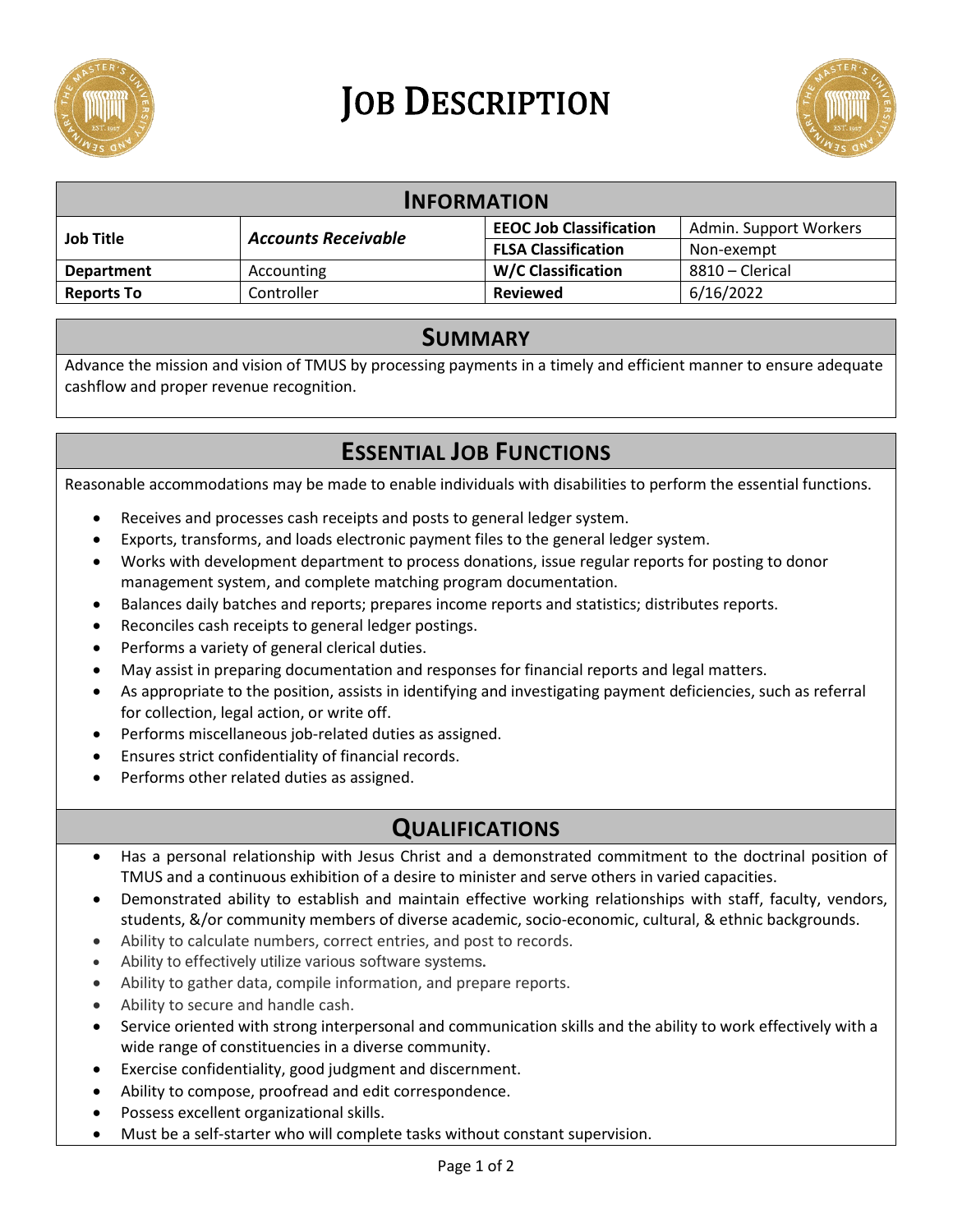# Job Description

## Information

| Job Title | *Accounts Receivable* | EEOC Job Classification | Admin. Support Workers |
|---|---|---|---|
| | | FLSA Classification | Non-exempt |
| Department | Accounting | W/C Classification | 8810 – Clerical |
| Reports To | Controller | Reviewed | 6/16/2022 |

## Summary

Advance the mission and vision of TMUS by processing payments in a timely and efficient manner to ensure adequate cashflow and proper revenue recognition.

## Essential Job Functions

Reasonable accommodations may be made to enable individuals with disabilities to perform the essential functions.

- Receives and processes cash receipts and posts to general ledger system.
- Exports, transforms, and loads electronic payment files to the general ledger system.
- Works with development department to process donations, issue regular reports for posting to donor management system, and complete matching program documentation.
- Balances daily batches and reports; prepares income reports and statistics; distributes reports.
- Reconciles cash receipts to general ledger postings.
- Performs a variety of general clerical duties.
- May assist in preparing documentation and responses for financial reports and legal matters.
- As appropriate to the position, assists in identifying and investigating payment deficiencies, such as referral for collection, legal action, or write off.
- Performs miscellaneous job-related duties as assigned.
- Ensures strict confidentiality of financial records.
- Performs other related duties as assigned.

## Qualifications

- Has a personal relationship with Jesus Christ and a demonstrated commitment to the doctrinal position of TMUS and a continuous exhibition of a desire to minister and serve others in varied capacities.
- Demonstrated ability to establish and maintain effective working relationships with staff, faculty, vendors, students, &/or community members of diverse academic, socio-economic, cultural, & ethnic backgrounds.
- Ability to calculate numbers, correct entries, and post to records.
- Ability to effectively utilize various software systems.
- Ability to gather data, compile information, and prepare reports.
- Ability to secure and handle cash.
- Service oriented with strong interpersonal and communication skills and the ability to work effectively with a wide range of constituencies in a diverse community.
- Exercise confidentiality, good judgment and discernment.
- Ability to compose, proofread and edit correspondence.
- Possess excellent organizational skills.
- Must be a self-starter who will complete tasks without constant supervision.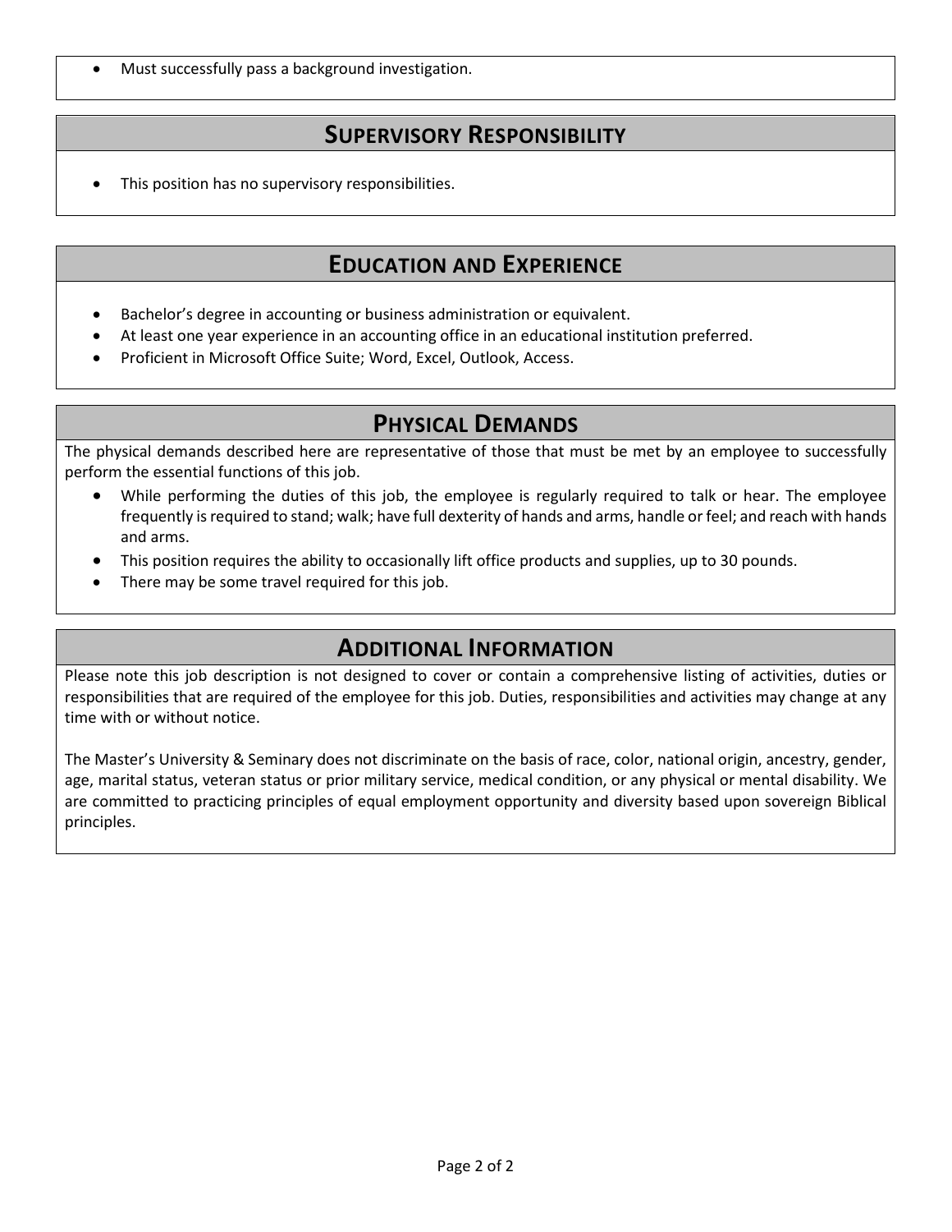- Must successfully pass a background investigation.

## Supervisory Responsibility

- This position has no supervisory responsibilities.

## Education and Experience

- Bachelor's degree in accounting or business administration or equivalent.
- At least one year experience in an accounting office in an educational institution preferred.
- Proficient in Microsoft Office Suite; Word, Excel, Outlook, Access.

## Physical Demands

The physical demands described here are representative of those that must be met by an employee to successfully perform the essential functions of this job.

- While performing the duties of this job, the employee is regularly required to talk or hear. The employee frequently is required to stand; walk; have full dexterity of hands and arms, handle or feel; and reach with hands and arms.
- This position requires the ability to occasionally lift office products and supplies, up to 30 pounds.
- There may be some travel required for this job.

## Additional Information

Please note this job description is not designed to cover or contain a comprehensive listing of activities, duties or responsibilities that are required of the employee for this job. Duties, responsibilities and activities may change at any time with or without notice.

The Master's University & Seminary does not discriminate on the basis of race, color, national origin, ancestry, gender, age, marital status, veteran status or prior military service, medical condition, or any physical or mental disability. We are committed to practicing principles of equal employment opportunity and diversity based upon sovereign Biblical principles.